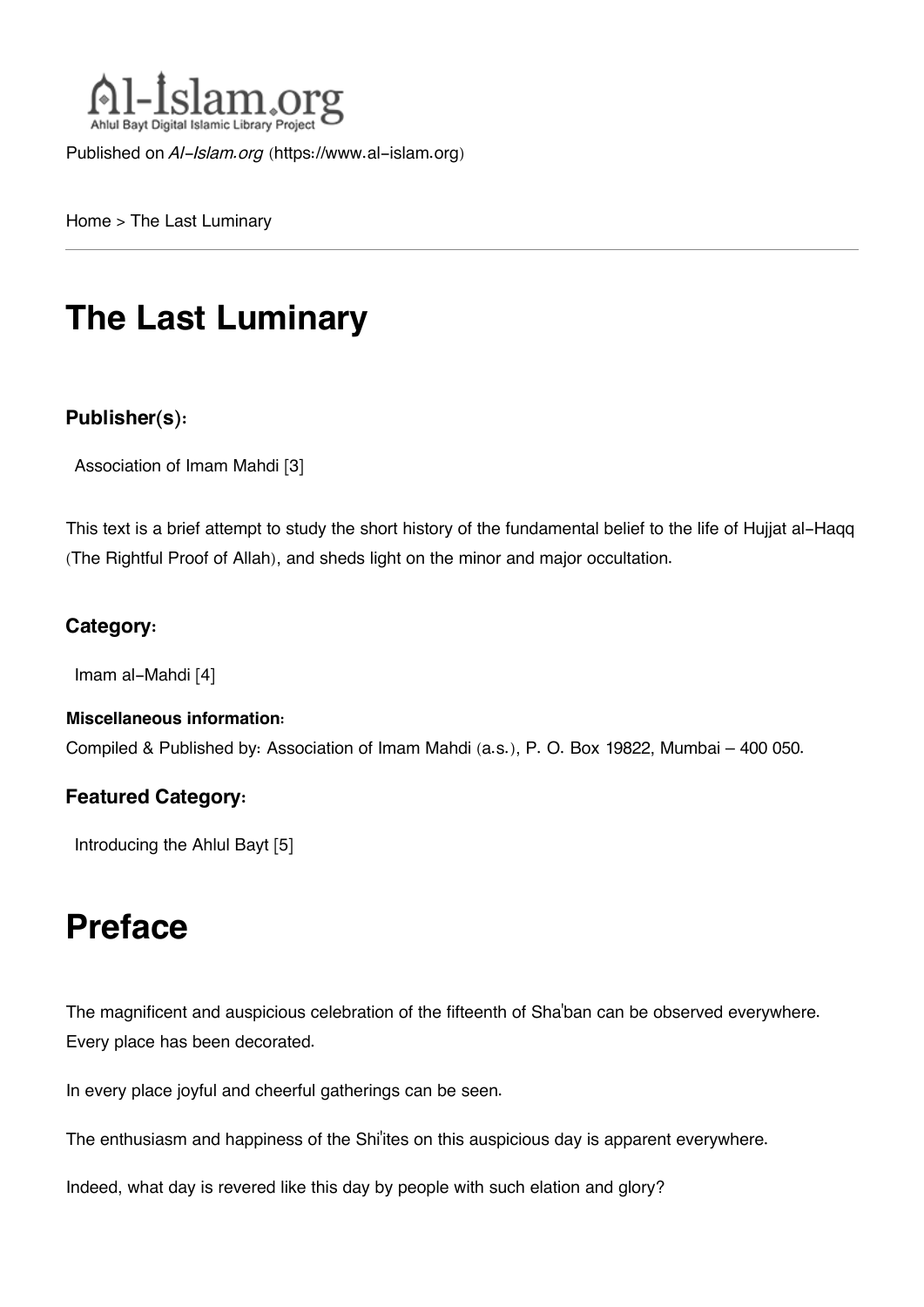Al-Islam.org
Ahlul Bayt Digital Islamic Library Project

Published on *Al-Islam.org* (https://www.al-islam.org)

Home > The Last Luminary

# The Last Luminary

### Publisher(s):

Association of Imam Mahdi [3]

This text is a brief attempt to study the short history of the fundamental belief to the life of Hujjat al-Haqq (The Rightful Proof of Allah), and sheds light on the minor and major occultation.

### Category:

Imam al-Mahdi [4]

#### Miscellaneous information:

Compiled & Published by: Association of Imam Mahdi (a.s.), P. O. Box 19822, Mumbai – 400 050.

### Featured Category:

Introducing the Ahlul Bayt [5]

# Preface

The magnificent and auspicious celebration of the fifteenth of Sha'ban can be observed everywhere. Every place has been decorated.

In every place joyful and cheerful gatherings can be seen.

The enthusiasm and happiness of the Shi'ites on this auspicious day is apparent everywhere.

Indeed, what day is revered like this day by people with such elation and glory?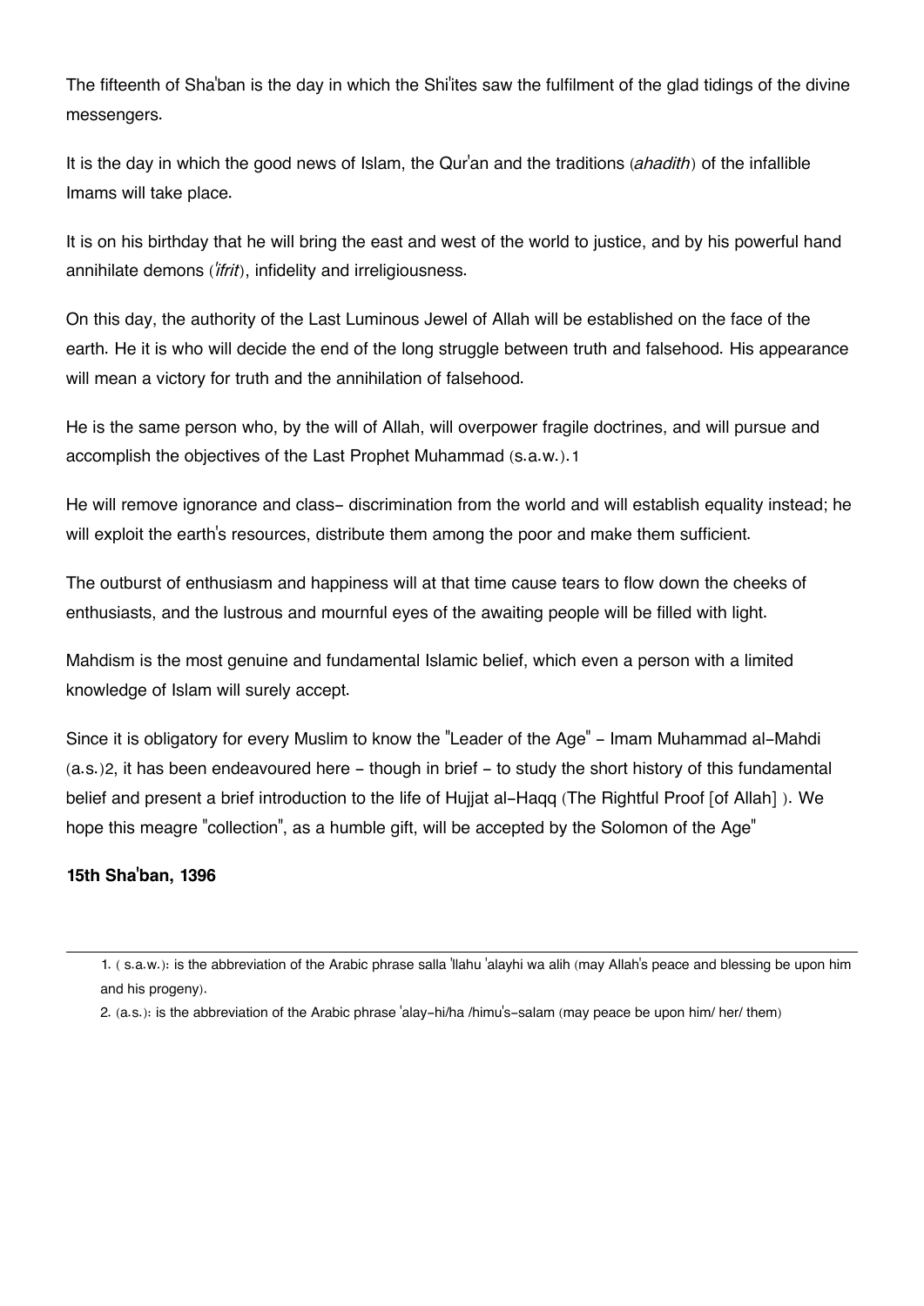The fifteenth of Sha'ban is the day in which the Shi'ites saw the fulfilment of the glad tidings of the divine messengers.

It is the day in which the good news of Islam, the Qur'an and the traditions (*ahadith*) of the infallible Imams will take place.

It is on his birthday that he will bring the east and west of the world to justice, and by his powerful hand annihilate demons (*'ifrit*), infidelity and irreligiousness.

On this day, the authority of the Last Luminous Jewel of Allah will be established on the face of the earth. He it is who will decide the end of the long struggle between truth and falsehood. His appearance will mean a victory for truth and the annihilation of falsehood.

He is the same person who, by the will of Allah, will overpower fragile doctrines, and will pursue and accomplish the objectives of the Last Prophet Muhammad (s.a.w.).[1]

He will remove ignorance and class- discrimination from the world and will establish equality instead; he will exploit the earth's resources, distribute them among the poor and make them sufficient.

The outburst of enthusiasm and happiness will at that time cause tears to flow down the cheeks of enthusiasts, and the lustrous and mournful eyes of the awaiting people will be filled with light.

Mahdism is the most genuine and fundamental Islamic belief, which even a person with a limited knowledge of Islam will surely accept.

Since it is obligatory for every Muslim to know the "Leader of the Age" - Imam Muhammad al-Mahdi (a.s.)[2], it has been endeavoured here - though in brief - to study the short history of this fundamental belief and present a brief introduction to the life of Hujjat al-Haqq (The Rightful Proof [of Allah] ). We hope this meagre "collection", as a humble gift, will be accepted by the Solomon of the Age"

**15th Sha'ban, 1396**

---

1. ( s.a.w.): is the abbreviation of the Arabic phrase salla 'llahu 'alayhi wa alih (may Allah's peace and blessing be upon him and his progeny).
2. (a.s.): is the abbreviation of the Arabic phrase 'alay-hi/ha /himu's-salam (may peace be upon him/ her/ them)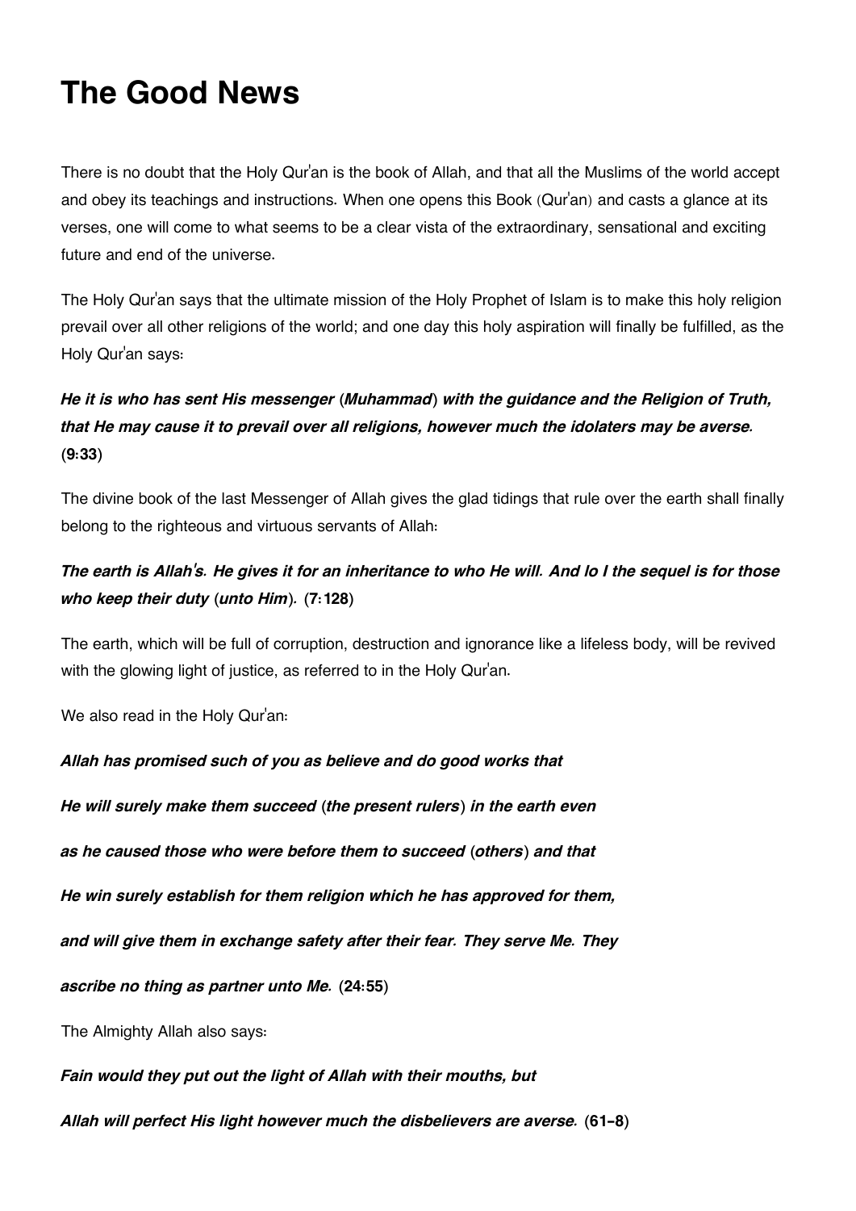# The Good News

There is no doubt that the Holy Qur'an is the book of Allah, and that all the Muslims of the world accept and obey its teachings and instructions. When one opens this Book (Qur'an) and casts a glance at its verses, one will come to what seems to be a clear vista of the extraordinary, sensational and exciting future and end of the universe.

The Holy Qur'an says that the ultimate mission of the Holy Prophet of Islam is to make this holy religion prevail over all other religions of the world; and one day this holy aspiration will finally be fulfilled, as the Holy Qur'an says:

***He it is who has sent His messenger (Muhammad) with the guidance and the Religion of Truth, that He may cause it to prevail over all religions, however much the idolaters may be averse.* (9:33)**

The divine book of the last Messenger of Allah gives the glad tidings that rule over the earth shall finally belong to the righteous and virtuous servants of Allah:

***The earth is Allah's. He gives it for an inheritance to who He will. And lo I the sequel is for those who keep their duty (unto Him).* (7:128)**

The earth, which will be full of corruption, destruction and ignorance like a lifeless body, will be revived with the glowing light of justice, as referred to in the Holy Qur'an.

We also read in the Holy Qur'an:

***Allah has promised such of you as believe and do good works that***

***He will surely make them succeed (the present rulers) in the earth even***

***as he caused those who were before them to succeed (others) and that***

***He win surely establish for them religion which he has approved for them,***

***and will give them in exchange safety after their fear. They serve Me. They***

***ascribe no thing as partner unto Me.* (24:55)**

The Almighty Allah also says:

***Fain would they put out the light of Allah with their mouths, but***

***Allah will perfect His light however much the disbelievers are averse.* (61-8)**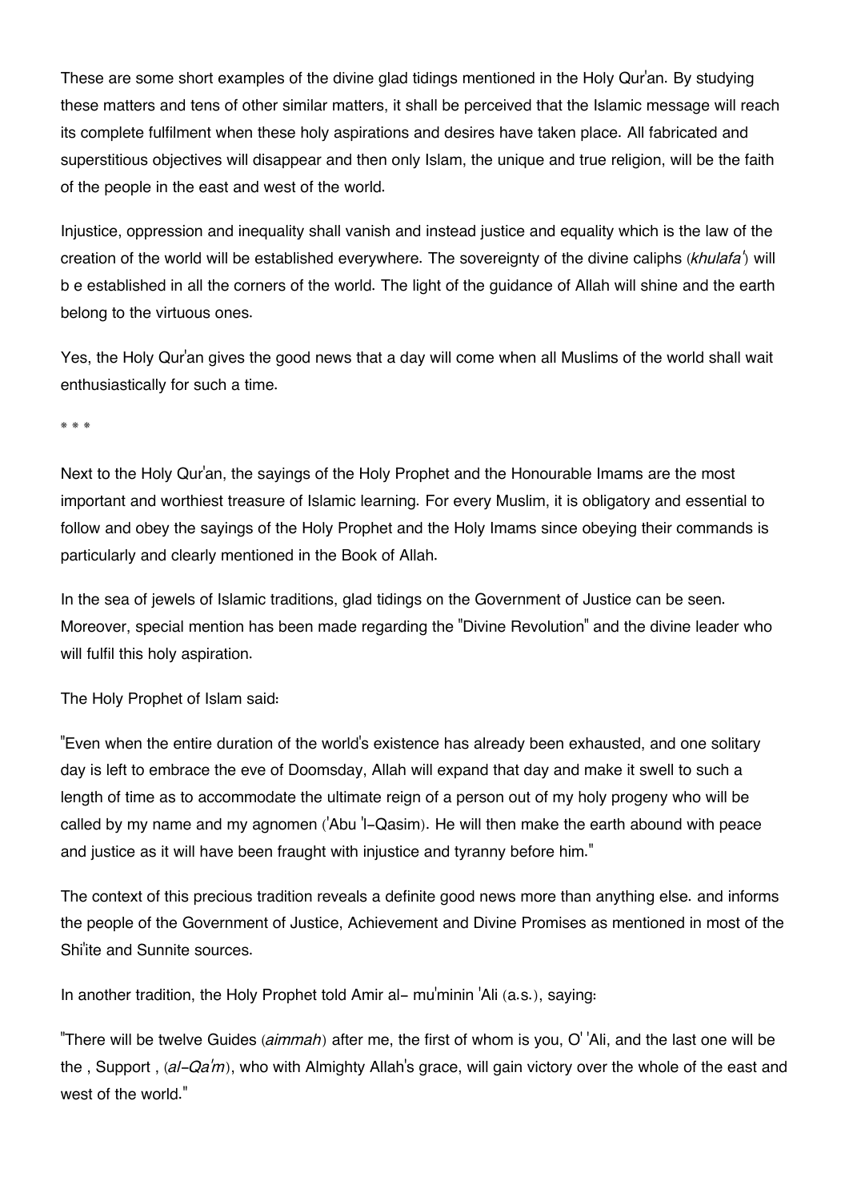These are some short examples of the divine glad tidings mentioned in the Holy Qur'an. By studying these matters and tens of other similar matters, it shall be perceived that the Islamic message will reach its complete fulfilment when these holy aspirations and desires have taken place. All fabricated and superstitious objectives will disappear and then only Islam, the unique and true religion, will be the faith of the people in the east and west of the world.

Injustice, oppression and inequality shall vanish and instead justice and equality which is the law of the creation of the world will be established everywhere. The sovereignty of the divine caliphs (*khulafa'*) will b e established in all the corners of the world. The light of the guidance of Allah will shine and the earth belong to the virtuous ones.

Yes, the Holy Qur'an gives the good news that a day will come when all Muslims of the world shall wait enthusiastically for such a time.

\* \* \*

Next to the Holy Qur'an, the sayings of the Holy Prophet and the Honourable Imams are the most important and worthiest treasure of Islamic learning. For every Muslim, it is obligatory and essential to follow and obey the sayings of the Holy Prophet and the Holy Imams since obeying their commands is particularly and clearly mentioned in the Book of Allah.

In the sea of jewels of Islamic traditions, glad tidings on the Government of Justice can be seen. Moreover, special mention has been made regarding the "Divine Revolution" and the divine leader who will fulfil this holy aspiration.

The Holy Prophet of Islam said:

"Even when the entire duration of the world's existence has already been exhausted, and one solitary day is left to embrace the eve of Doomsday, Allah will expand that day and make it swell to such a length of time as to accommodate the ultimate reign of a person out of my holy progeny who will be called by my name and my agnomen ('Abu 'l-Qasim). He will then make the earth abound with peace and justice as it will have been fraught with injustice and tyranny before him."

The context of this precious tradition reveals a definite good news more than anything else. and informs the people of the Government of Justice, Achievement and Divine Promises as mentioned in most of the Shi'ite and Sunnite sources.

In another tradition, the Holy Prophet told Amir al- mu'minin 'Ali (a.s.), saying:

"There will be twelve Guides (*aimmah*) after me, the first of whom is you, O' 'Ali, and the last one will be the , Support , (*al-Qa'm*), who with Almighty Allah's grace, will gain victory over the whole of the east and west of the world."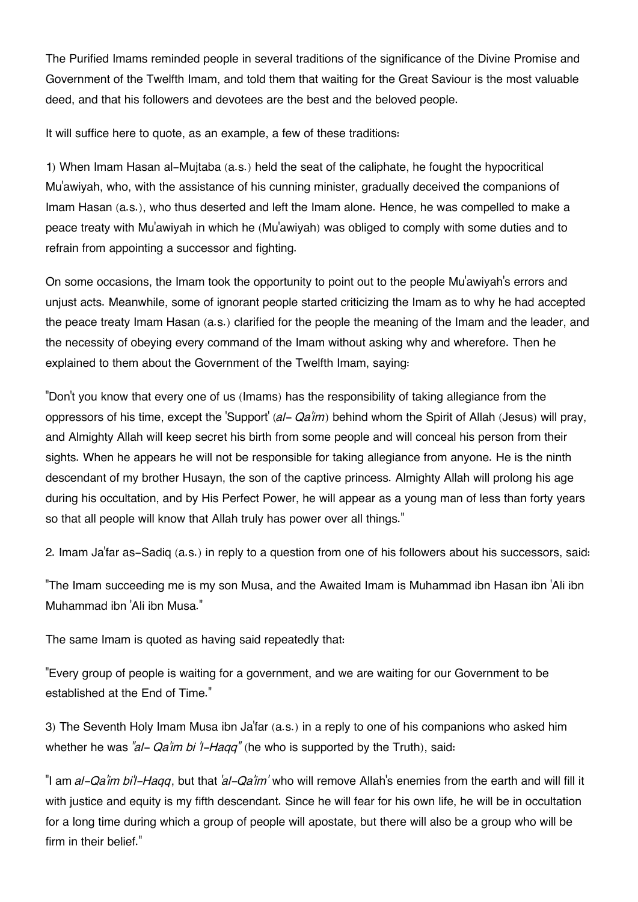The Purified Imams reminded people in several traditions of the significance of the Divine Promise and Government of the Twelfth Imam, and told them that waiting for the Great Saviour is the most valuable deed, and that his followers and devotees are the best and the beloved people.

It will suffice here to quote, as an example, a few of these traditions:

1) When Imam Hasan al-Mujtaba (a.s.) held the seat of the caliphate, he fought the hypocritical Mu'awiyah, who, with the assistance of his cunning minister, gradually deceived the companions of Imam Hasan (a.s.), who thus deserted and left the Imam alone. Hence, he was compelled to make a peace treaty with Mu'awiyah in which he (Mu'awiyah) was obliged to comply with some duties and to refrain from appointing a successor and fighting.

On some occasions, the Imam took the opportunity to point out to the people Mu'awiyah's errors and unjust acts. Meanwhile, some of ignorant people started criticizing the Imam as to why he had accepted the peace treaty Imam Hasan (a.s.) clarified for the people the meaning of the Imam and the leader, and the necessity of obeying every command of the Imam without asking why and wherefore. Then he explained to them about the Government of the Twelfth Imam, saying:

"Don't you know that every one of us (Imams) has the responsibility of taking allegiance from the oppressors of his time, except the 'Support' (*al- Qa'im*) behind whom the Spirit of Allah (Jesus) will pray, and Almighty Allah will keep secret his birth from some people and will conceal his person from their sights. When he appears he will not be responsible for taking allegiance from anyone. He is the ninth descendant of my brother Husayn, the son of the captive princess. Almighty Allah will prolong his age during his occultation, and by His Perfect Power, he will appear as a young man of less than forty years so that all people will know that Allah truly has power over all things."

2. Imam Ja'far as-Sadiq (a.s.) in reply to a question from one of his followers about his successors, said:

"The Imam succeeding me is my son Musa, and the Awaited Imam is Muhammad ibn Hasan ibn 'Ali ibn Muhammad ibn 'Ali ibn Musa."

The same Imam is quoted as having said repeatedly that:

"Every group of people is waiting for a government, and we are waiting for our Government to be established at the End of Time."

3) The Seventh Holy Imam Musa ibn Ja'far (a.s.) in a reply to one of his companions who asked him whether he was *"al- Qa'im bi 'l-Haqq"* (he who is supported by the Truth), said:

"I am *al-Qa'im bi'l-Haqq*, but that *'al-Qa'im'* who will remove Allah's enemies from the earth and will fill it with justice and equity is my fifth descendant. Since he will fear for his own life, he will be in occultation for a long time during which a group of people will apostate, but there will also be a group who will be firm in their belief."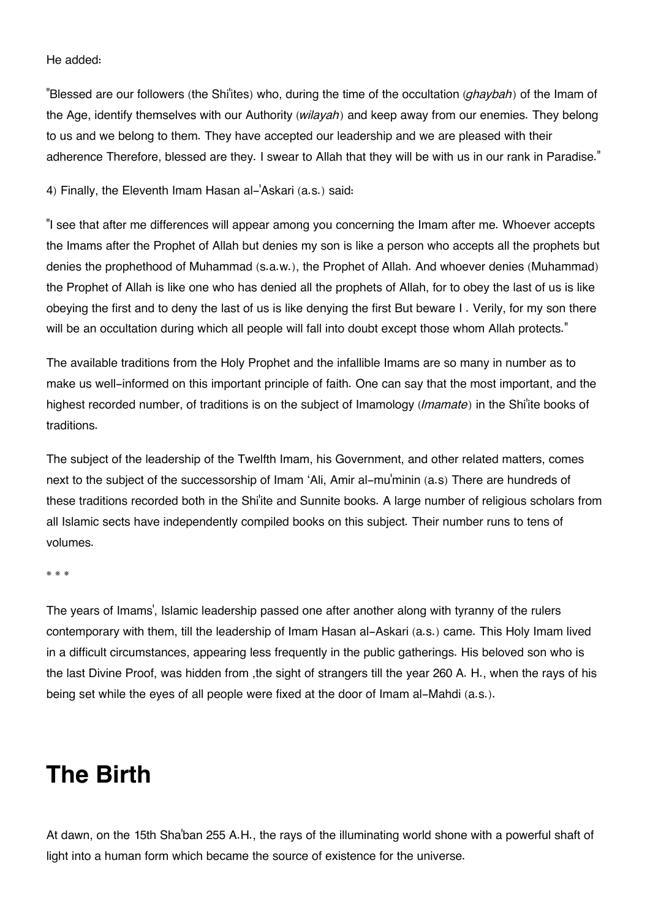He added:

"Blessed are our followers (the Shi'ites) who, during the time of the occultation (*ghaybah*) of the Imam of the Age, identify themselves with our Authority (*wilayah*) and keep away from our enemies. They belong to us and we belong to them. They have accepted our leadership and we are pleased with their adherence Therefore, blessed are they. I swear to Allah that they will be with us in our rank in Paradise."

4) Finally, the Eleventh Imam Hasan al-'Askari (a.s.) said:

"I see that after me differences will appear among you concerning the Imam after me. Whoever accepts the Imams after the Prophet of Allah but denies my son is like a person who accepts all the prophets but denies the prophethood of Muhammad (s.a.w.), the Prophet of Allah. And whoever denies (Muhammad) the Prophet of Allah is like one who has denied all the prophets of Allah, for to obey the last of us is like obeying the first and to deny the last of us is like denying the first But beware I . Verily, for my son there will be an occultation during which all people will fall into doubt except those whom Allah protects."

The available traditions from the Holy Prophet and the infallible Imams are so many in number as to make us well-informed on this important principle of faith. One can say that the most important, and the highest recorded number, of traditions is on the subject of Imamology (*Imamate*) in the Shi'ite books of traditions.

The subject of the leadership of the Twelfth Imam, his Government, and other related matters, comes next to the subject of the successorship of Imam 'Ali, Amir al-mu'minin (a.s) There are hundreds of these traditions recorded both in the Shi'ite and Sunnite books. A large number of religious scholars from all Islamic sects have independently compiled books on this subject. Their number runs to tens of volumes.

\* \* \*

The years of Imams', Islamic leadership passed one after another along with tyranny of the rulers contemporary with them, till the leadership of Imam Hasan al-Askari (a.s.) came. This Holy Imam lived in a difficult circumstances, appearing less frequently in the public gatherings. His beloved son who is the last Divine Proof, was hidden from ,the sight of strangers till the year 260 A. H., when the rays of his being set while the eyes of all people were fixed at the door of Imam al-Mahdi (a.s.).

# The Birth

At dawn, on the 15th Sha'ban 255 A.H., the rays of the illuminating world shone with a powerful shaft of light into a human form which became the source of existence for the universe.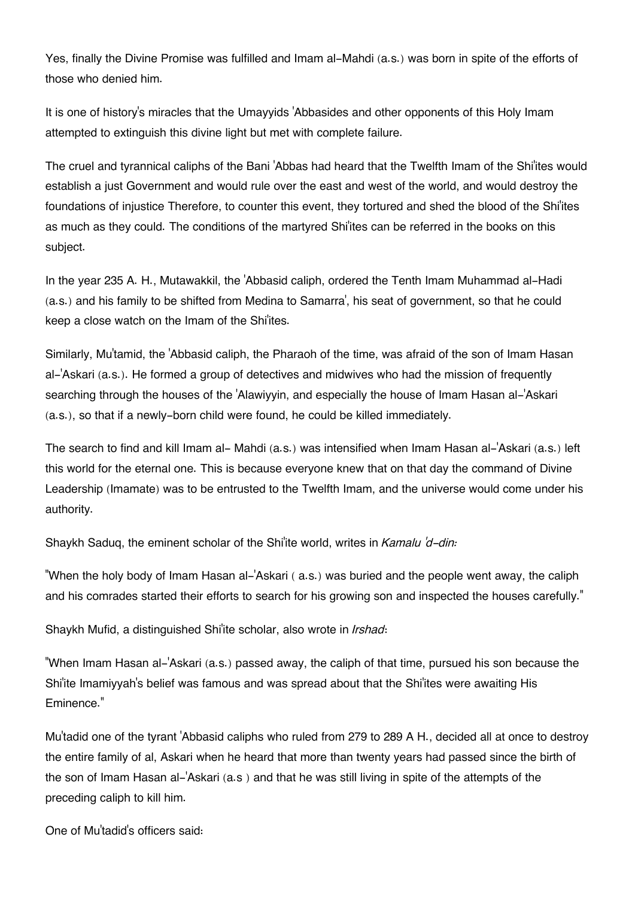Yes, finally the Divine Promise was fulfilled and Imam al-Mahdi (a.s.) was born in spite of the efforts of those who denied him.

It is one of history's miracles that the Umayyids 'Abbasides and other opponents of this Holy Imam attempted to extinguish this divine light but met with complete failure.

The cruel and tyrannical caliphs of the Bani 'Abbas had heard that the Twelfth Imam of the Shi'ites would establish a just Government and would rule over the east and west of the world, and would destroy the foundations of injustice Therefore, to counter this event, they tortured and shed the blood of the Shi'ites as much as they could. The conditions of the martyred Shi'ites can be referred in the books on this subject.

In the year 235 A. H., Mutawakkil, the 'Abbasid caliph, ordered the Tenth Imam Muhammad al-Hadi (a.s.) and his family to be shifted from Medina to Samarra', his seat of government, so that he could keep a close watch on the Imam of the Shi'ites.

Similarly, Mu'tamid, the 'Abbasid caliph, the Pharaoh of the time, was afraid of the son of Imam Hasan al-'Askari (a.s.). He formed a group of detectives and midwives who had the mission of frequently searching through the houses of the 'Alawiyyin, and especially the house of Imam Hasan al-'Askari (a.s.), so that if a newly-born child were found, he could be killed immediately.

The search to find and kill Imam al- Mahdi (a.s.) was intensified when Imam Hasan al-'Askari (a.s.) left this world for the eternal one. This is because everyone knew that on that day the command of Divine Leadership (Imamate) was to be entrusted to the Twelfth Imam, and the universe would come under his authority.

Shaykh Saduq, the eminent scholar of the Shi'ite world, writes in *Kamalu 'd-din:*

"When the holy body of Imam Hasan al-'Askari ( a.s.) was buried and the people went away, the caliph and his comrades started their efforts to search for his growing son and inspected the houses carefully."

Shaykh Mufid, a distinguished Shi'ite scholar, also wrote in *Irshad*:

"When Imam Hasan al-'Askari (a.s.) passed away, the caliph of that time, pursued his son because the Shi'ite Imamiyyah's belief was famous and was spread about that the Shi'ites were awaiting His Eminence."

Mu'tadid one of the tyrant 'Abbasid caliphs who ruled from 279 to 289 A H., decided all at once to destroy the entire family of al, Askari when he heard that more than twenty years had passed since the birth of the son of Imam Hasan al-'Askari (a.s ) and that he was still living in spite of the attempts of the preceding caliph to kill him.

One of Mu'tadid's officers said: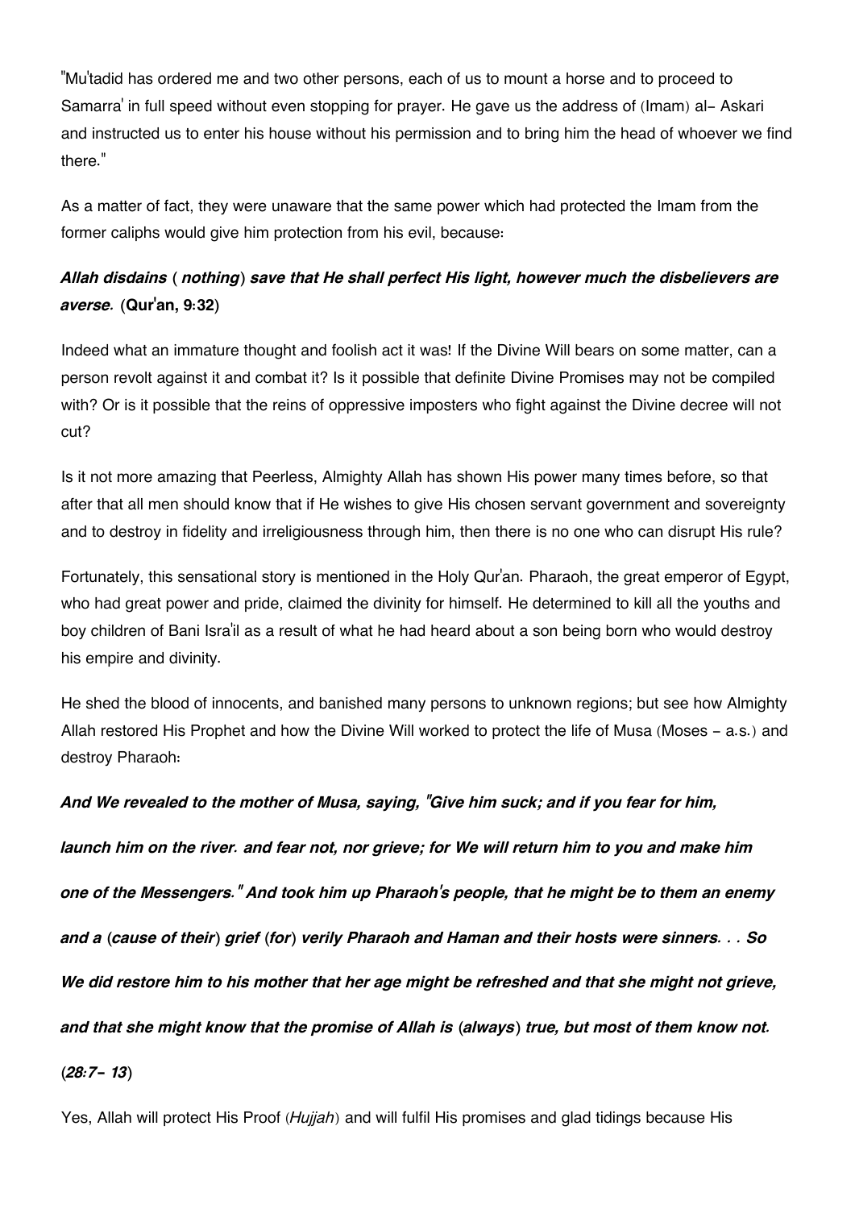"Mu'tadid has ordered me and two other persons, each of us to mount a horse and to proceed to Samarra' in full speed without even stopping for prayer. He gave us the address of (Imam) al- Askari and instructed us to enter his house without his permission and to bring him the head of whoever we find there."

As a matter of fact, they were unaware that the same power which had protected the Imam from the former caliphs would give him protection from his evil, because:

***Allah disdains ( nothing) save that He shall perfect His light, however much the disbelievers are averse.* (Qur'an, 9:32)**

Indeed what an immature thought and foolish act it was! If the Divine Will bears on some matter, can a person revolt against it and combat it? Is it possible that definite Divine Promises may not be compiled with? Or is it possible that the reins of oppressive imposters who fight against the Divine decree will not cut?

Is it not more amazing that Peerless, Almighty Allah has shown His power many times before, so that after that all men should know that if He wishes to give His chosen servant government and sovereignty and to destroy in fidelity and irreligiousness through him, then there is no one who can disrupt His rule?

Fortunately, this sensational story is mentioned in the Holy Qur'an. Pharaoh, the great emperor of Egypt, who had great power and pride, claimed the divinity for himself. He determined to kill all the youths and boy children of Bani Isra'il as a result of what he had heard about a son being born who would destroy his empire and divinity.

He shed the blood of innocents, and banished many persons to unknown regions; but see how Almighty Allah restored His Prophet and how the Divine Will worked to protect the life of Musa (Moses - a.s.) and destroy Pharaoh:

***And We revealed to the mother of Musa, saying, "Give him suck; and if you fear for him, launch him on the river. and fear not, nor grieve; for We will return him to you and make him one of the Messengers." And took him up Pharaoh's people, that he might be to them an enemy and a (cause of their) grief (for) verily Pharaoh and Haman and their hosts were sinners. . . So We did restore him to his mother that her age might be refreshed and that she might not grieve, and that she might know that the promise of Allah is (always) true, but most of them know not. (28:7- 13)***

Yes, Allah will protect His Proof (*Hujjah*) and will fulfil His promises and glad tidings because His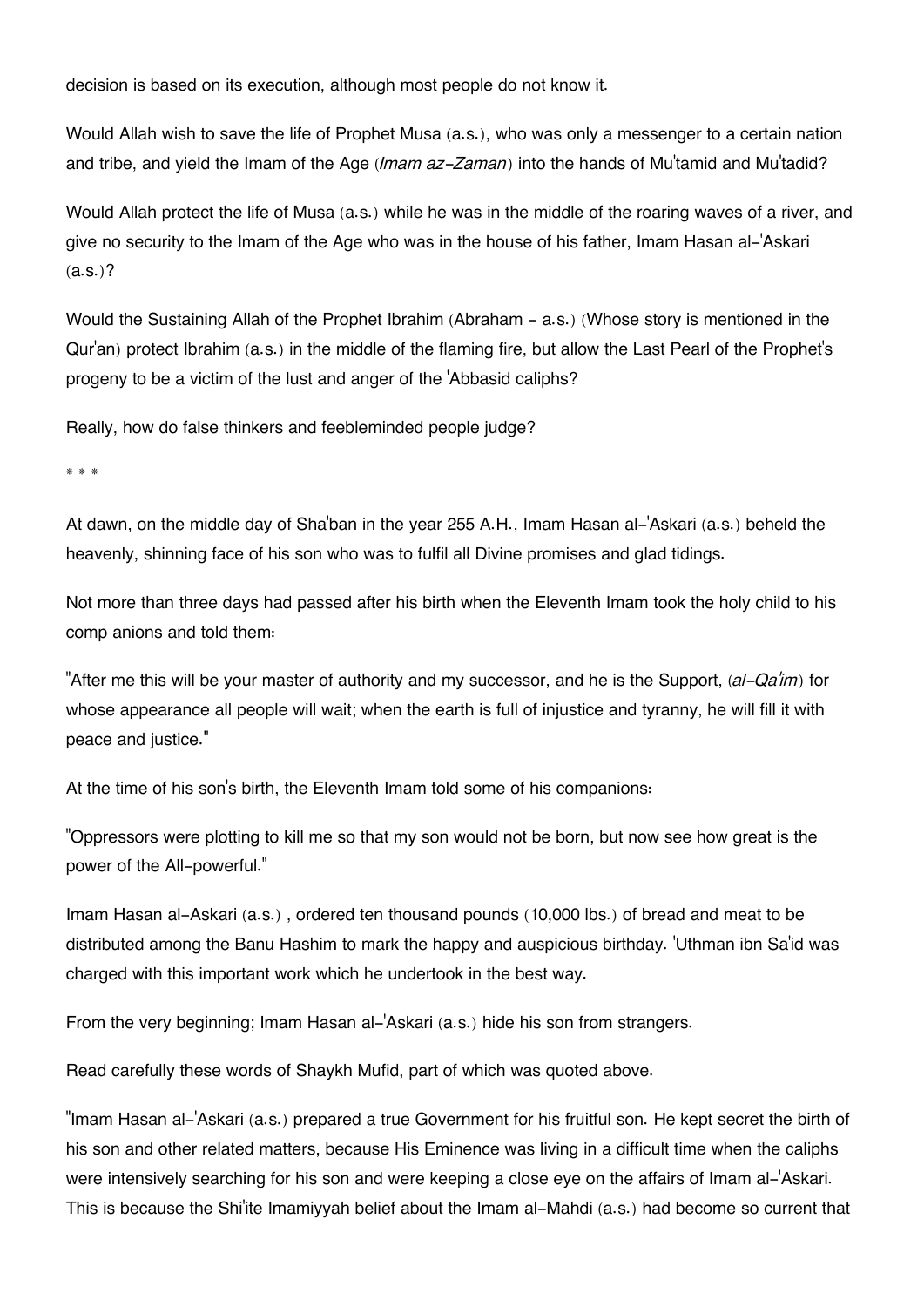decision is based on its execution, although most people do not know it.

Would Allah wish to save the life of Prophet Musa (a.s.), who was only a messenger to a certain nation and tribe, and yield the Imam of the Age (*Imam az-Zaman*) into the hands of Mu'tamid and Mu'tadid?

Would Allah protect the life of Musa (a.s.) while he was in the middle of the roaring waves of a river, and give no security to the Imam of the Age who was in the house of his father, Imam Hasan al-'Askari (a.s.)?

Would the Sustaining Allah of the Prophet Ibrahim (Abraham - a.s.) (Whose story is mentioned in the Qur'an) protect Ibrahim (a.s.) in the middle of the flaming fire, but allow the Last Pearl of the Prophet's progeny to be a victim of the lust and anger of the 'Abbasid caliphs?

Really, how do false thinkers and feebleminded people judge?

* * *

At dawn, on the middle day of Sha'ban in the year 255 A.H., Imam Hasan al-'Askari (a.s.) beheld the heavenly, shinning face of his son who was to fulfil all Divine promises and glad tidings.

Not more than three days had passed after his birth when the Eleventh Imam took the holy child to his comp anions and told them:

"After me this will be your master of authority and my successor, and he is the Support, (*al-Qa'im*) for whose appearance all people will wait; when the earth is full of injustice and tyranny, he will fill it with peace and justice."

At the time of his son's birth, the Eleventh Imam told some of his companions:

"Oppressors were plotting to kill me so that my son would not be born, but now see how great is the power of the All-powerful."

Imam Hasan al-Askari (a.s.) , ordered ten thousand pounds (10,000 lbs.) of bread and meat to be distributed among the Banu Hashim to mark the happy and auspicious birthday. 'Uthman ibn Sa'id was charged with this important work which he undertook in the best way.

From the very beginning; Imam Hasan al-'Askari (a.s.) hide his son from strangers.

Read carefully these words of Shaykh Mufid, part of which was quoted above.

"Imam Hasan al-'Askari (a.s.) prepared a true Government for his fruitful son. He kept secret the birth of his son and other related matters, because His Eminence was living in a difficult time when the caliphs were intensively searching for his son and were keeping a close eye on the affairs of Imam al-'Askari. This is because the Shi'ite Imamiyyah belief about the Imam al-Mahdi (a.s.) had become so current that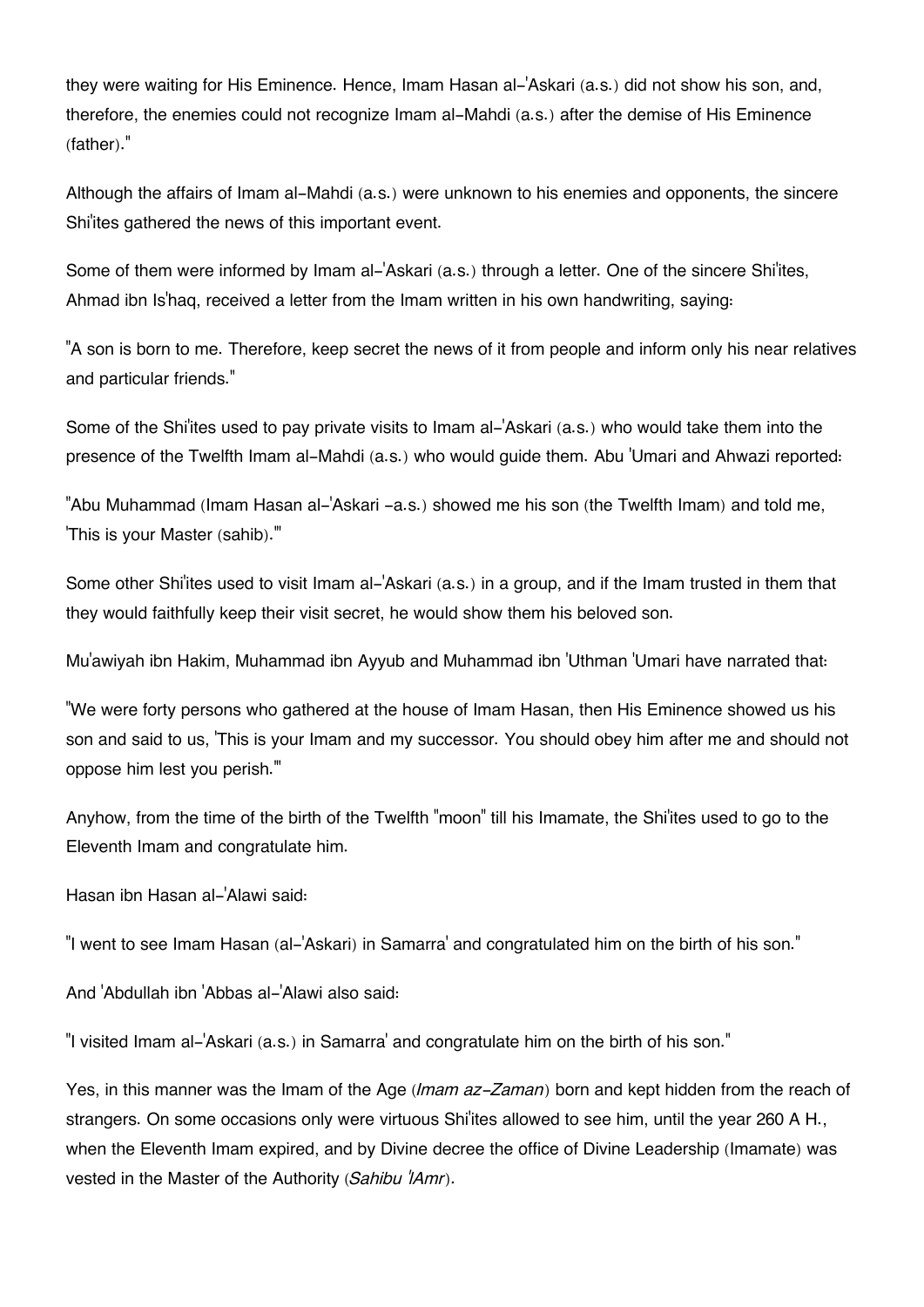they were waiting for His Eminence. Hence, Imam Hasan al-'Askari (a.s.) did not show his son, and, therefore, the enemies could not recognize Imam al-Mahdi (a.s.) after the demise of His Eminence (father)."

Although the affairs of Imam al-Mahdi (a.s.) were unknown to his enemies and opponents, the sincere Shi'ites gathered the news of this important event.

Some of them were informed by Imam al-'Askari (a.s.) through a letter. One of the sincere Shi'ites, Ahmad ibn Is'haq, received a letter from the Imam written in his own handwriting, saying:

"A son is born to me. Therefore, keep secret the news of it from people and inform only his near relatives and particular friends."

Some of the Shi'ites used to pay private visits to Imam al-'Askari (a.s.) who would take them into the presence of the Twelfth Imam al-Mahdi (a.s.) who would guide them. Abu 'Umari and Ahwazi reported:

"Abu Muhammad (Imam Hasan al-'Askari -a.s.) showed me his son (the Twelfth Imam) and told me, 'This is your Master (sahib).'"

Some other Shi'ites used to visit Imam al-'Askari (a.s.) in a group, and if the Imam trusted in them that they would faithfully keep their visit secret, he would show them his beloved son.

Mu'awiyah ibn Hakim, Muhammad ibn Ayyub and Muhammad ibn 'Uthman 'Umari have narrated that:

"We were forty persons who gathered at the house of Imam Hasan, then His Eminence showed us his son and said to us, 'This is your Imam and my successor. You should obey him after me and should not oppose him lest you perish.'"

Anyhow, from the time of the birth of the Twelfth "moon" till his Imamate, the Shi'ites used to go to the Eleventh Imam and congratulate him.

Hasan ibn Hasan al-'Alawi said:

"I went to see Imam Hasan (al-'Askari) in Samarra' and congratulated him on the birth of his son."

And 'Abdullah ibn 'Abbas al-'Alawi also said:

"I visited Imam al-'Askari (a.s.) in Samarra' and congratulate him on the birth of his son."

Yes, in this manner was the Imam of the Age (*Imam az-Zaman*) born and kept hidden from the reach of strangers. On some occasions only were virtuous Shi'ites allowed to see him, until the year 260 A H., when the Eleventh Imam expired, and by Divine decree the office of Divine Leadership (Imamate) was vested in the Master of the Authority (*Sahibu 'lAmr*).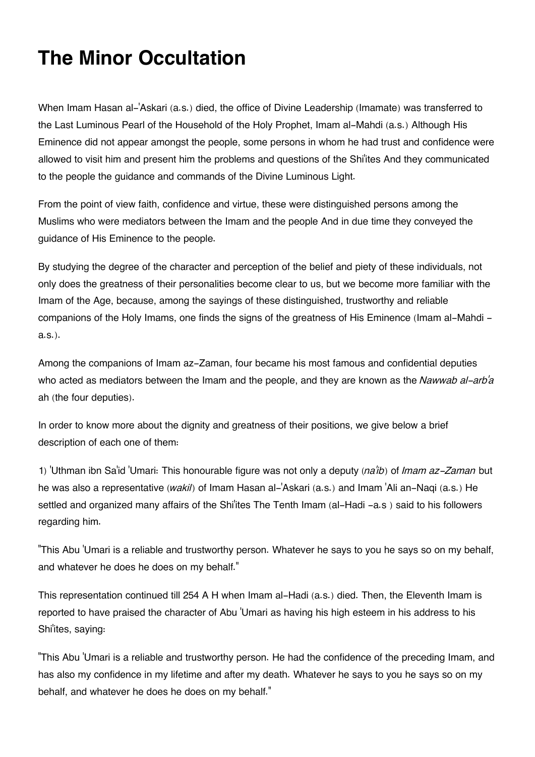# The Minor Occultation

When Imam Hasan al-'Askari (a.s.) died, the office of Divine Leadership (Imamate) was transferred to the Last Luminous Pearl of the Household of the Holy Prophet, Imam al-Mahdi (a.s.) Although His Eminence did not appear amongst the people, some persons in whom he had trust and confidence were allowed to visit him and present him the problems and questions of the Shi'ites And they communicated to the people the guidance and commands of the Divine Luminous Light.

From the point of view faith, confidence and virtue, these were distinguished persons among the Muslims who were mediators between the Imam and the people And in due time they conveyed the guidance of His Eminence to the people.

By studying the degree of the character and perception of the belief and piety of these individuals, not only does the greatness of their personalities become clear to us, but we become more familiar with the Imam of the Age, because, among the sayings of these distinguished, trustworthy and reliable companions of the Holy Imams, one finds the signs of the greatness of His Eminence (Imam al-Mahdi - a.s.).

Among the companions of Imam az-Zaman, four became his most famous and confidential deputies who acted as mediators between the Imam and the people, and they are known as the *Nawwab al-arb'a* ah (the four deputies).

In order to know more about the dignity and greatness of their positions, we give below a brief description of each one of them:

1) 'Uthman ibn Sa'id 'Umari: This honourable figure was not only a deputy (*na'ib*) of *Imam az-Zaman* but he was also a representative (*wakil*) of Imam Hasan al-'Askari (a.s.) and Imam 'Ali an-Naqi (a.s.) He settled and organized many affairs of the Shi'ites The Tenth Imam (al-Hadi -a.s ) said to his followers regarding him.

"This Abu 'Umari is a reliable and trustworthy person. Whatever he says to you he says so on my behalf, and whatever he does he does on my behalf."

This representation continued till 254 A H when Imam al-Hadi (a.s.) died. Then, the Eleventh Imam is reported to have praised the character of Abu 'Umari as having his high esteem in his address to his Shi'ites, saying:

"This Abu 'Umari is a reliable and trustworthy person. He had the confidence of the preceding Imam, and has also my confidence in my lifetime and after my death. Whatever he says to you he says so on my behalf, and whatever he does he does on my behalf."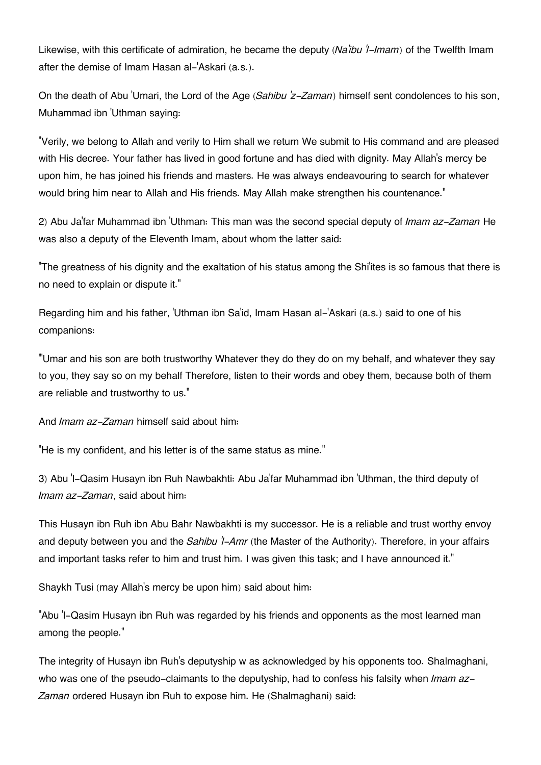Likewise, with this certificate of admiration, he became the deputy (*Na'ibu 'l-Imam*) of the Twelfth Imam after the demise of Imam Hasan al-'Askari (a.s.).

On the death of Abu 'Umari, the Lord of the Age (*Sahibu 'z-Zaman*) himself sent condolences to his son, Muhammad ibn 'Uthman saying:

"Verily, we belong to Allah and verily to Him shall we return We submit to His command and are pleased with His decree. Your father has lived in good fortune and has died with dignity. May Allah's mercy be upon him, he has joined his friends and masters. He was always endeavouring to search for whatever would bring him near to Allah and His friends. May Allah make strengthen his countenance."

2) Abu Ja'far Muhammad ibn 'Uthman: This man was the second special deputy of *Imam az-Zaman* He was also a deputy of the Eleventh Imam, about whom the latter said:

"The greatness of his dignity and the exaltation of his status among the Shi'ites is so famous that there is no need to explain or dispute it."

Regarding him and his father, 'Uthman ibn Sa'id, Imam Hasan al-'Askari (a.s.) said to one of his companions:

"'Umar and his son are both trustworthy Whatever they do they do on my behalf, and whatever they say to you, they say so on my behalf Therefore, listen to their words and obey them, because both of them are reliable and trustworthy to us."

And *Imam az-Zaman* himself said about him:

"He is my confident, and his letter is of the same status as mine."

3) Abu 'l-Qasim Husayn ibn Ruh Nawbakhti: Abu Ja'far Muhammad ibn 'Uthman, the third deputy of *Imam az-Zaman*, said about him:

This Husayn ibn Ruh ibn Abu Bahr Nawbakhti is my successor. He is a reliable and trust worthy envoy and deputy between you and the *Sahibu 'l-Amr* (the Master of the Authority). Therefore, in your affairs and important tasks refer to him and trust him. I was given this task; and I have announced it."

Shaykh Tusi (may Allah's mercy be upon him) said about him:

"Abu 'l-Qasim Husayn ibn Ruh was regarded by his friends and opponents as the most learned man among the people."

The integrity of Husayn ibn Ruh's deputyship w as acknowledged by his opponents too. Shalmaghani, who was one of the pseudo-claimants to the deputyship, had to confess his falsity when *Imam az-Zaman* ordered Husayn ibn Ruh to expose him. He (Shalmaghani) said: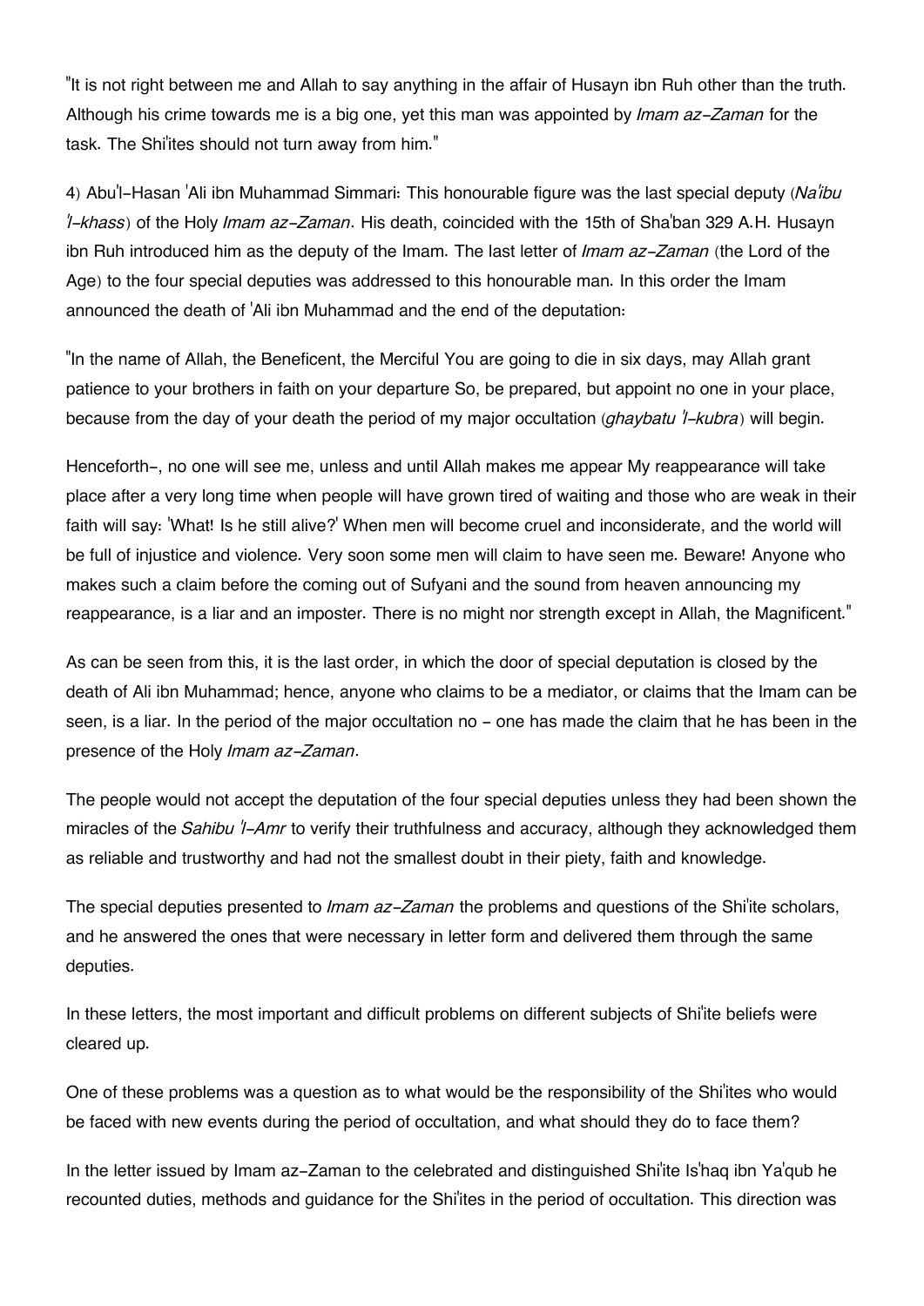"It is not right between me and Allah to say anything in the affair of Husayn ibn Ruh other than the truth. Although his crime towards me is a big one, yet this man was appointed by *Imam az-Zaman* for the task. The Shi'ites should not turn away from him."

4) Abu'l-Hasan 'Ali ibn Muhammad Simmari: This honourable figure was the last special deputy (*Na'ibu 'l-khass*) of the Holy *Imam az-Zaman*. His death, coincided with the 15th of Sha'ban 329 A.H. Husayn ibn Ruh introduced him as the deputy of the Imam. The last letter of *Imam az-Zaman* (the Lord of the Age) to the four special deputies was addressed to this honourable man. In this order the Imam announced the death of 'Ali ibn Muhammad and the end of the deputation:

"In the name of Allah, the Beneficent, the Merciful You are going to die in six days, may Allah grant patience to your brothers in faith on your departure So, be prepared, but appoint no one in your place, because from the day of your death the period of my major occultation (*ghaybatu 'l-kubra*) will begin.

Henceforth-, no one will see me, unless and until Allah makes me appear My reappearance will take place after a very long time when people will have grown tired of waiting and those who are weak in their faith will say: 'What! Is he still alive?' When men will become cruel and inconsiderate, and the world will be full of injustice and violence. Very soon some men will claim to have seen me. Beware! Anyone who makes such a claim before the coming out of Sufyani and the sound from heaven announcing my reappearance, is a liar and an imposter. There is no might nor strength except in Allah, the Magnificent."

As can be seen from this, it is the last order, in which the door of special deputation is closed by the death of Ali ibn Muhammad; hence, anyone who claims to be a mediator, or claims that the Imam can be seen, is a liar. In the period of the major occultation no - one has made the claim that he has been in the presence of the Holy *Imam az-Zaman*.

The people would not accept the deputation of the four special deputies unless they had been shown the miracles of the *Sahibu 'l-Amr* to verify their truthfulness and accuracy, although they acknowledged them as reliable and trustworthy and had not the smallest doubt in their piety, faith and knowledge.

The special deputies presented to *Imam az-Zaman* the problems and questions of the Shi'ite scholars, and he answered the ones that were necessary in letter form and delivered them through the same deputies.

In these letters, the most important and difficult problems on different subjects of Shi'ite beliefs were cleared up.

One of these problems was a question as to what would be the responsibility of the Shi'ites who would be faced with new events during the period of occultation, and what should they do to face them?

In the letter issued by Imam az-Zaman to the celebrated and distinguished Shi'ite Is'haq ibn Ya'qub he recounted duties, methods and guidance for the Shi'ites in the period of occultation. This direction was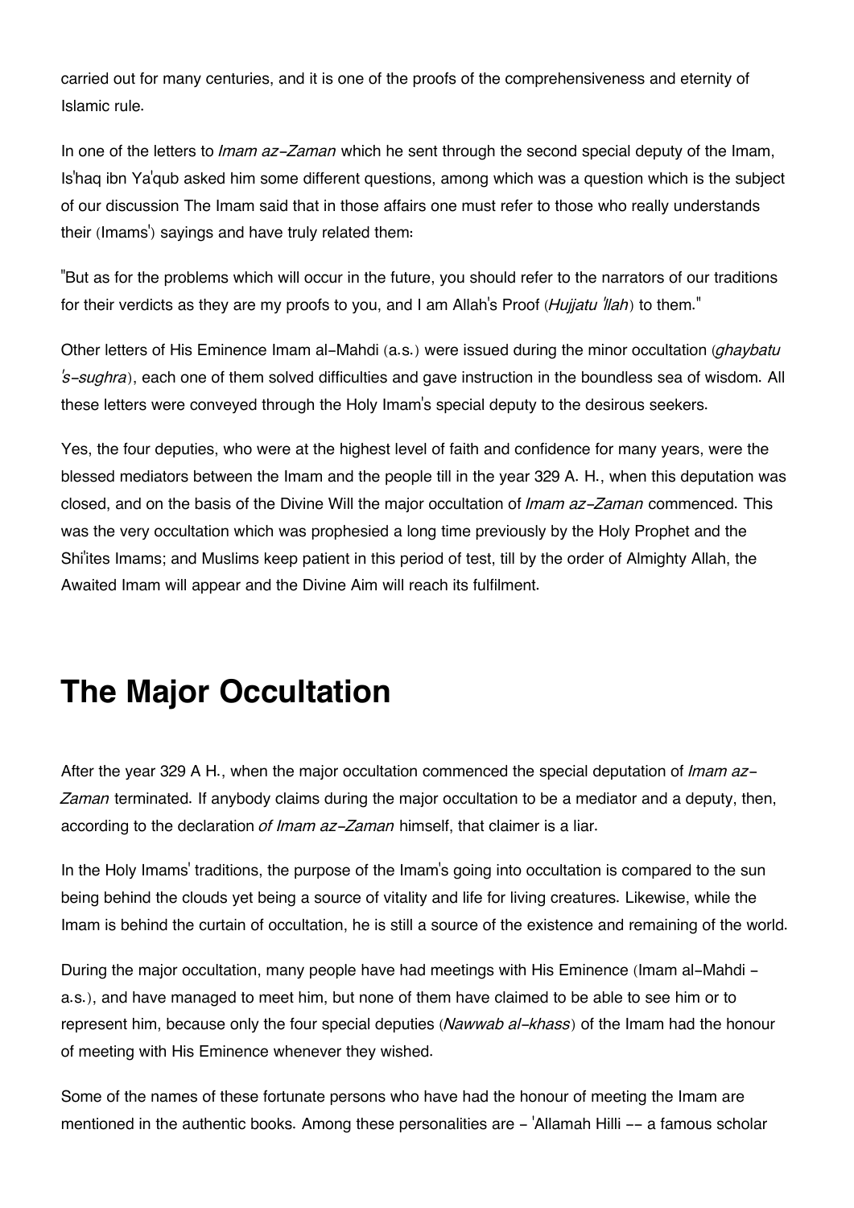carried out for many centuries, and it is one of the proofs of the comprehensiveness and eternity of Islamic rule.

In one of the letters to *Imam az-Zaman* which he sent through the second special deputy of the Imam, Is'haq ibn Ya'qub asked him some different questions, among which was a question which is the subject of our discussion The Imam said that in those affairs one must refer to those who really understands their (Imams') sayings and have truly related them:

"But as for the problems which will occur in the future, you should refer to the narrators of our traditions for their verdicts as they are my proofs to you, and I am Allah's Proof (*Hujjatu 'llah*) to them."

Other letters of His Eminence Imam al-Mahdi (a.s.) were issued during the minor occultation (*ghaybatu 's-sughra*), each one of them solved difficulties and gave instruction in the boundless sea of wisdom. All these letters were conveyed through the Holy Imam's special deputy to the desirous seekers.

Yes, the four deputies, who were at the highest level of faith and confidence for many years, were the blessed mediators between the Imam and the people till in the year 329 A. H., when this deputation was closed, and on the basis of the Divine Will the major occultation of *Imam az-Zaman* commenced. This was the very occultation which was prophesied a long time previously by the Holy Prophet and the Shi'ites Imams; and Muslims keep patient in this period of test, till by the order of Almighty Allah, the Awaited Imam will appear and the Divine Aim will reach its fulfilment.

# The Major Occultation

After the year 329 A H., when the major occultation commenced the special deputation of *Imam az-Zaman* terminated. If anybody claims during the major occultation to be a mediator and a deputy, then, according to the declaration *of Imam az-Zaman* himself, that claimer is a liar.

In the Holy Imams' traditions, the purpose of the Imam's going into occultation is compared to the sun being behind the clouds yet being a source of vitality and life for living creatures. Likewise, while the Imam is behind the curtain of occultation, he is still a source of the existence and remaining of the world.

During the major occultation, many people have had meetings with His Eminence (Imam al-Mahdi - a.s.), and have managed to meet him, but none of them have claimed to be able to see him or to represent him, because only the four special deputies (*Nawwab al-khass*) of the Imam had the honour of meeting with His Eminence whenever they wished.

Some of the names of these fortunate persons who have had the honour of meeting the Imam are mentioned in the authentic books. Among these personalities are - 'Allamah Hilli -- a famous scholar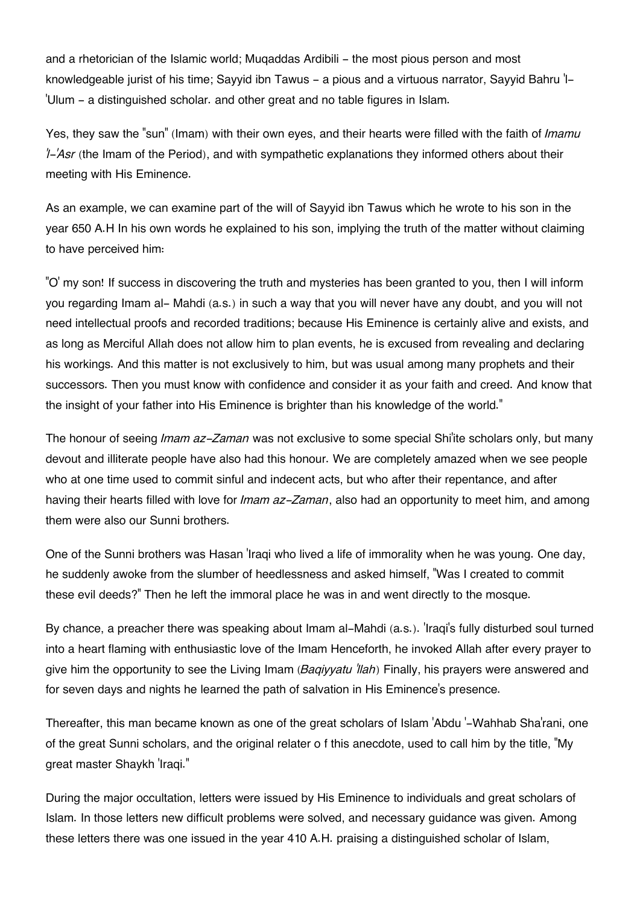and a rhetorician of the Islamic world; Muqaddas Ardibili - the most pious person and most knowledgeable jurist of his time; Sayyid ibn Tawus - a pious and a virtuous narrator, Sayyid Bahru 'l-'Ulum - a distinguished scholar. and other great and no table figures in Islam.

Yes, they saw the "sun" (Imam) with their own eyes, and their hearts were filled with the faith of *Imamu 'l-'Asr* (the Imam of the Period), and with sympathetic explanations they informed others about their meeting with His Eminence.

As an example, we can examine part of the will of Sayyid ibn Tawus which he wrote to his son in the year 650 A.H In his own words he explained to his son, implying the truth of the matter without claiming to have perceived him:

"O' my son! If success in discovering the truth and mysteries has been granted to you, then I will inform you regarding Imam al- Mahdi (a.s.) in such a way that you will never have any doubt, and you will not need intellectual proofs and recorded traditions; because His Eminence is certainly alive and exists, and as long as Merciful Allah does not allow him to plan events, he is excused from revealing and declaring his workings. And this matter is not exclusively to him, but was usual among many prophets and their successors. Then you must know with confidence and consider it as your faith and creed. And know that the insight of your father into His Eminence is brighter than his knowledge of the world."

The honour of seeing *Imam az-Zaman* was not exclusive to some special Shi'ite scholars only, but many devout and illiterate people have also had this honour. We are completely amazed when we see people who at one time used to commit sinful and indecent acts, but who after their repentance, and after having their hearts filled with love for *Imam az-Zaman*, also had an opportunity to meet him, and among them were also our Sunni brothers.

One of the Sunni brothers was Hasan 'Iraqi who lived a life of immorality when he was young. One day, he suddenly awoke from the slumber of heedlessness and asked himself, "Was I created to commit these evil deeds?" Then he left the immoral place he was in and went directly to the mosque.

By chance, a preacher there was speaking about Imam al-Mahdi (a.s.). 'Iraqi's fully disturbed soul turned into a heart flaming with enthusiastic love of the Imam Henceforth, he invoked Allah after every prayer to give him the opportunity to see the Living Imam (*Baqiyyatu 'llah*) Finally, his prayers were answered and for seven days and nights he learned the path of salvation in His Eminence's presence.

Thereafter, this man became known as one of the great scholars of Islam 'Abdu '-Wahhab Sha'rani, one of the great Sunni scholars, and the original relater o f this anecdote, used to call him by the title, "My great master Shaykh 'Iraqi."

During the major occultation, letters were issued by His Eminence to individuals and great scholars of Islam. In those letters new difficult problems were solved, and necessary guidance was given. Among these letters there was one issued in the year 410 A.H. praising a distinguished scholar of Islam,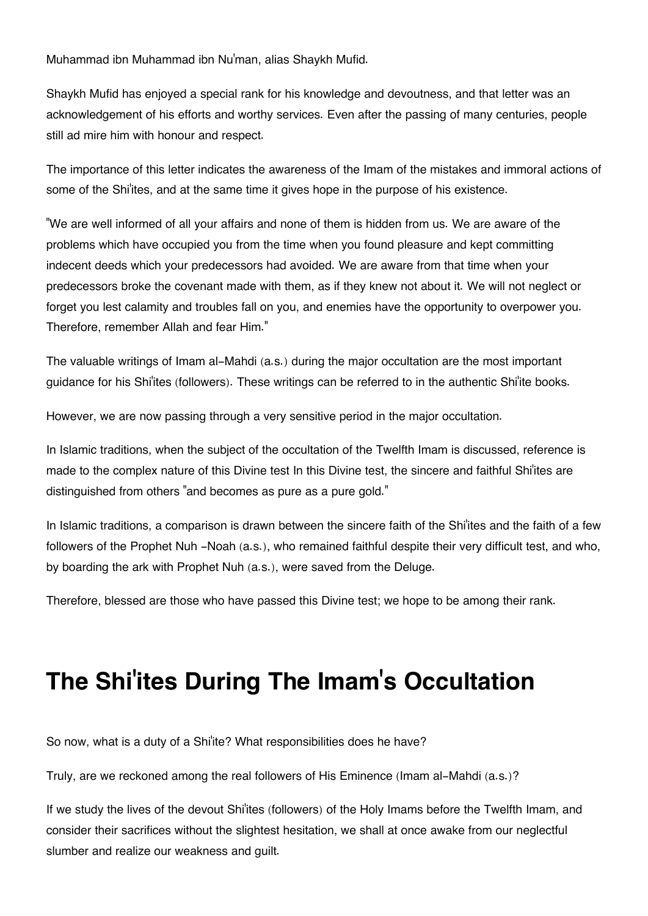Muhammad ibn Muhammad ibn Nu'man, alias Shaykh Mufid.

Shaykh Mufid has enjoyed a special rank for his knowledge and devoutness, and that letter was an acknowledgement of his efforts and worthy services. Even after the passing of many centuries, people still ad mire him with honour and respect.

The importance of this letter indicates the awareness of the Imam of the mistakes and immoral actions of some of the Shi'ites, and at the same time it gives hope in the purpose of his existence.

"We are well informed of all your affairs and none of them is hidden from us. We are aware of the problems which have occupied you from the time when you found pleasure and kept committing indecent deeds which your predecessors had avoided. We are aware from that time when your predecessors broke the covenant made with them, as if they knew not about it. We will not neglect or forget you lest calamity and troubles fall on you, and enemies have the opportunity to overpower you. Therefore, remember Allah and fear Him."

The valuable writings of Imam al-Mahdi (a.s.) during the major occultation are the most important guidance for his Shi'ites (followers). These writings can be referred to in the authentic Shi'ite books.

However, we are now passing through a very sensitive period in the major occultation.

In Islamic traditions, when the subject of the occultation of the Twelfth Imam is discussed, reference is made to the complex nature of this Divine test In this Divine test, the sincere and faithful Shi'ites are distinguished from others "and becomes as pure as a pure gold."

In Islamic traditions, a comparison is drawn between the sincere faith of the Shi'ites and the faith of a few followers of the Prophet Nuh -Noah (a.s.), who remained faithful despite their very difficult test, and who, by boarding the ark with Prophet Nuh (a.s.), were saved from the Deluge.

Therefore, blessed are those who have passed this Divine test; we hope to be among their rank.

# The Shi'ites During The Imam's Occultation

So now, what is a duty of a Shi'ite? What responsibilities does he have?

Truly, are we reckoned among the real followers of His Eminence (Imam al-Mahdi (a.s.)?

If we study the lives of the devout Shi'ites (followers) of the Holy Imams before the Twelfth Imam, and consider their sacrifices without the slightest hesitation, we shall at once awake from our neglectful slumber and realize our weakness and guilt.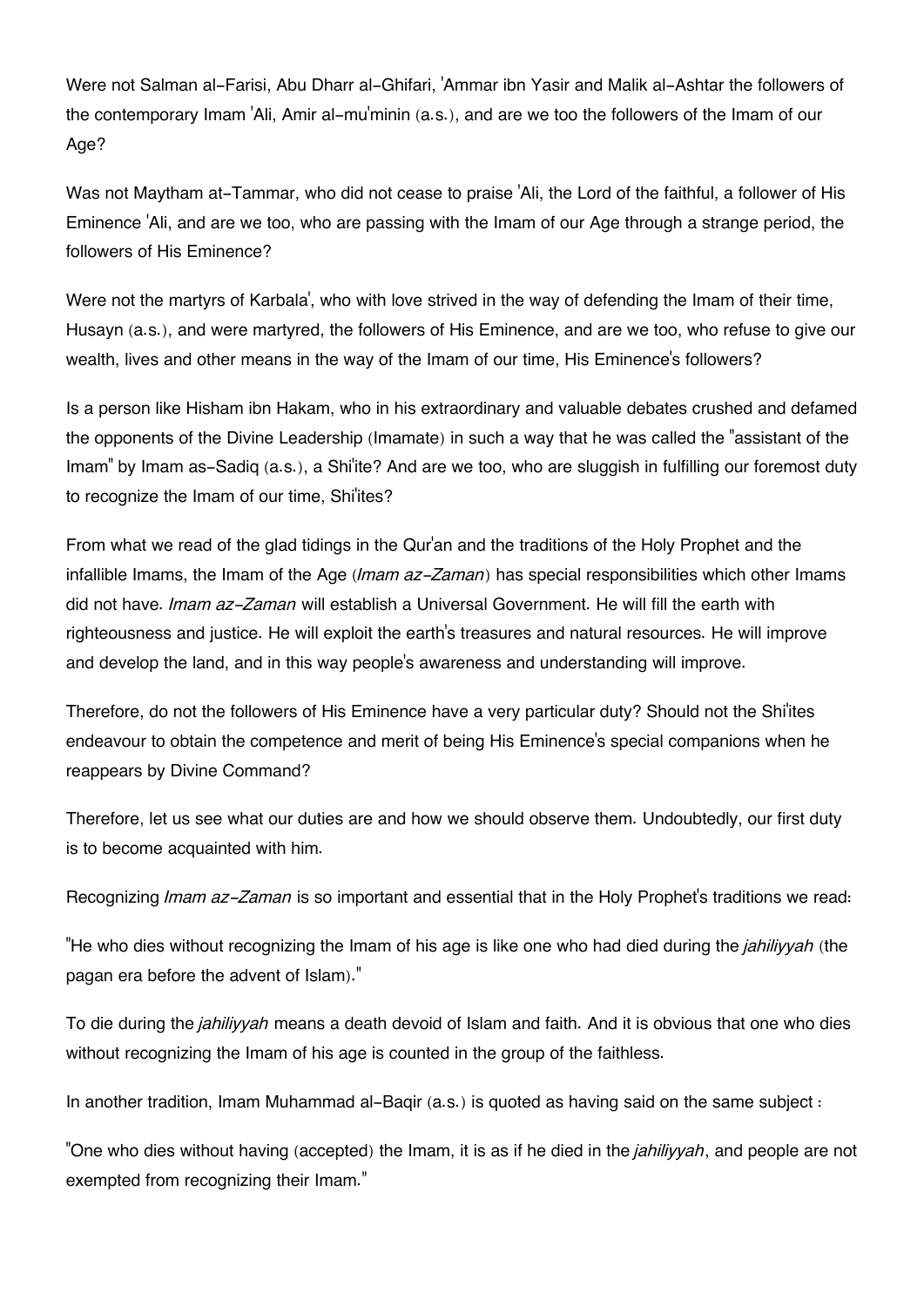Were not Salman al-Farisi, Abu Dharr al-Ghifari, 'Ammar ibn Yasir and Malik al-Ashtar the followers of the contemporary Imam 'Ali, Amir al-mu'minin (a.s.), and are we too the followers of the Imam of our Age?

Was not Maytham at-Tammar, who did not cease to praise 'Ali, the Lord of the faithful, a follower of His Eminence 'Ali, and are we too, who are passing with the Imam of our Age through a strange period, the followers of His Eminence?

Were not the martyrs of Karbala', who with love strived in the way of defending the Imam of their time, Husayn (a.s.), and were martyred, the followers of His Eminence, and are we too, who refuse to give our wealth, lives and other means in the way of the Imam of our time, His Eminence's followers?

Is a person like Hisham ibn Hakam, who in his extraordinary and valuable debates crushed and defamed the opponents of the Divine Leadership (Imamate) in such a way that he was called the "assistant of the Imam" by Imam as-Sadiq (a.s.), a Shi'ite? And are we too, who are sluggish in fulfilling our foremost duty to recognize the Imam of our time, Shi'ites?

From what we read of the glad tidings in the Qur'an and the traditions of the Holy Prophet and the infallible Imams, the Imam of the Age (*Imam az-Zaman*) has special responsibilities which other Imams did not have. *Imam az-Zaman* will establish a Universal Government. He will fill the earth with righteousness and justice. He will exploit the earth's treasures and natural resources. He will improve and develop the land, and in this way people's awareness and understanding will improve.

Therefore, do not the followers of His Eminence have a very particular duty? Should not the Shi'ites endeavour to obtain the competence and merit of being His Eminence's special companions when he reappears by Divine Command?

Therefore, let us see what our duties are and how we should observe them. Undoubtedly, our first duty is to become acquainted with him.

Recognizing *Imam az-Zaman* is so important and essential that in the Holy Prophet's traditions we read:

"He who dies without recognizing the Imam of his age is like one who had died during the *jahiliyyah* (the pagan era before the advent of Islam)."

To die during the *jahiliyyah* means a death devoid of Islam and faith. And it is obvious that one who dies without recognizing the Imam of his age is counted in the group of the faithless.

In another tradition, Imam Muhammad al-Baqir (a.s.) is quoted as having said on the same subject :

"One who dies without having (accepted) the Imam, it is as if he died in the *jahiliyyah*, and people are not exempted from recognizing their Imam."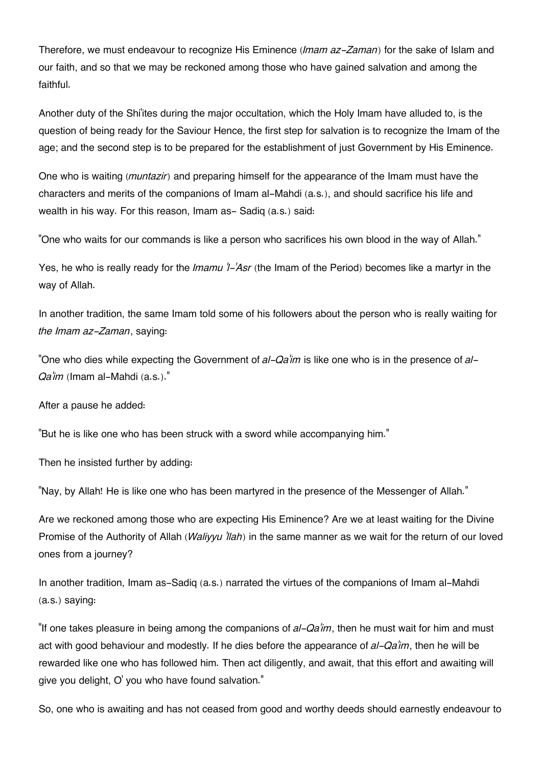Therefore, we must endeavour to recognize His Eminence (*Imam az-Zaman*) for the sake of Islam and our faith, and so that we may be reckoned among those who have gained salvation and among the faithful.

Another duty of the Shi'ites during the major occultation, which the Holy Imam have alluded to, is the question of being ready for the Saviour Hence, the first step for salvation is to recognize the Imam of the age; and the second step is to be prepared for the establishment of just Government by His Eminence.

One who is waiting (*muntazir*) and preparing himself for the appearance of the Imam must have the characters and merits of the companions of Imam al-Mahdi (a.s.), and should sacrifice his life and wealth in his way. For this reason, Imam as- Sadiq (a.s.) said:

"One who waits for our commands is like a person who sacrifices his own blood in the way of Allah."

Yes, he who is really ready for the *Imamu 'l-'Asr* (the Imam of the Period) becomes like a martyr in the way of Allah.

In another tradition, the same Imam told some of his followers about the person who is really waiting for *the Imam az-Zaman*, saying:

"One who dies while expecting the Government of *al-Qa'im* is like one who is in the presence of *al-Qa'im* (Imam al-Mahdi (a.s.)."

After a pause he added:

"But he is like one who has been struck with a sword while accompanying him."

Then he insisted further by adding:

"Nay, by Allah! He is like one who has been martyred in the presence of the Messenger of Allah."

Are we reckoned among those who are expecting His Eminence? Are we at least waiting for the Divine Promise of the Authority of Allah (*Waliyyu 'llah*) in the same manner as we wait for the return of our loved ones from a journey?

In another tradition, Imam as-Sadiq (a.s.) narrated the virtues of the companions of Imam al-Mahdi (a.s.) saying:

"If one takes pleasure in being among the companions of *al-Qa'im*, then he must wait for him and must act with good behaviour and modestly. If he dies before the appearance of *al-Qa'im*, then he will be rewarded like one who has followed him. Then act diligently, and await, that this effort and awaiting will give you delight, O' you who have found salvation."

So, one who is awaiting and has not ceased from good and worthy deeds should earnestly endeavour to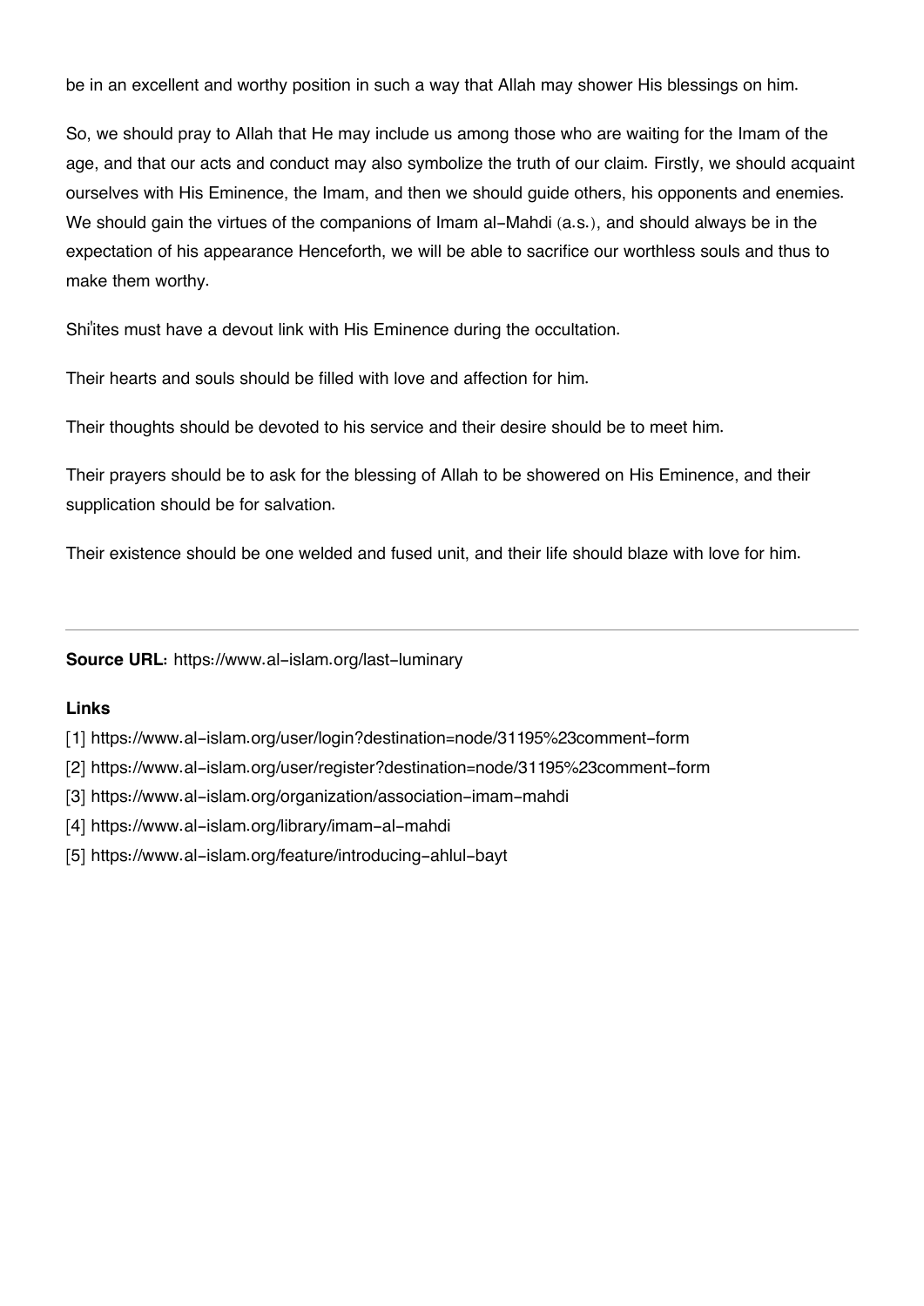be in an excellent and worthy position in such a way that Allah may shower His blessings on him.

So, we should pray to Allah that He may include us among those who are waiting for the Imam of the age, and that our acts and conduct may also symbolize the truth of our claim. Firstly, we should acquaint ourselves with His Eminence, the Imam, and then we should guide others, his opponents and enemies. We should gain the virtues of the companions of Imam al-Mahdi (a.s.), and should always be in the expectation of his appearance Henceforth, we will be able to sacrifice our worthless souls and thus to make them worthy.

Shi'ites must have a devout link with His Eminence during the occultation.

Their hearts and souls should be filled with love and affection for him.

Their thoughts should be devoted to his service and their desire should be to meet him.

Their prayers should be to ask for the blessing of Allah to be showered on His Eminence, and their supplication should be for salvation.

Their existence should be one welded and fused unit, and their life should blaze with love for him.

---

**Source URL:** https://www.al-islam.org/last-luminary

**Links**

[1] https://www.al-islam.org/user/login?destination=node/31195%23comment-form

[2] https://www.al-islam.org/user/register?destination=node/31195%23comment-form

[3] https://www.al-islam.org/organization/association-imam-mahdi

[4] https://www.al-islam.org/library/imam-al-mahdi

[5] https://www.al-islam.org/feature/introducing-ahlul-bayt